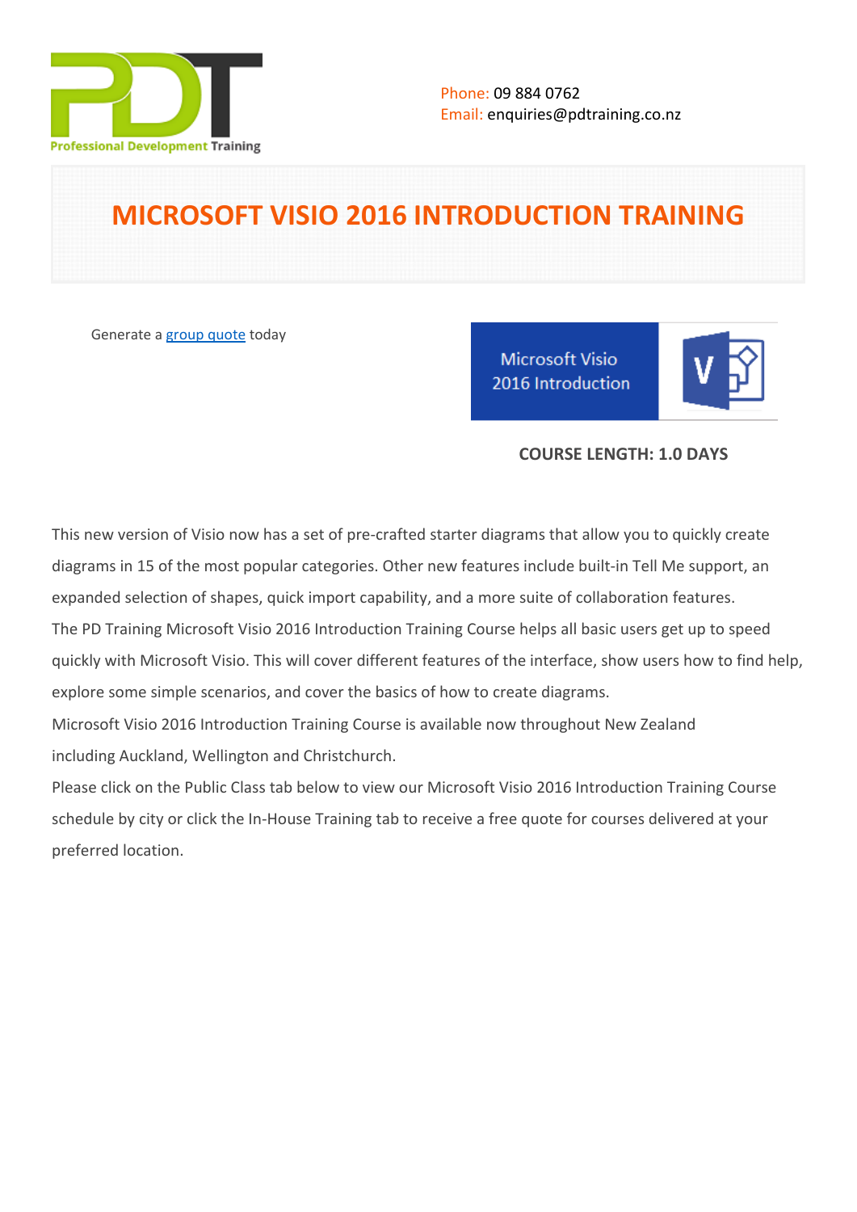Phone: 09 884 0762
Email: enquiries@pdtraining.co.nz

# MICROSOFT VISIO 2016 INTRODUCTION TRAINING

Generate a group quote today

**COURSE LENGTH: 1.0 DAYS**

This new version of Visio now has a set of pre-crafted starter diagrams that allow you to quickly create diagrams in 15 of the most popular categories. Other new features include built-in Tell Me support, an expanded selection of shapes, quick import capability, and a more suite of collaboration features.

The PD Training Microsoft Visio 2016 Introduction Training Course helps all basic users get up to speed quickly with Microsoft Visio. This will cover different features of the interface, show users how to find help, explore some simple scenarios, and cover the basics of how to create diagrams.

Microsoft Visio 2016 Introduction Training Course is available now throughout New Zealand including Auckland, Wellington and Christchurch.

Please click on the Public Class tab below to view our Microsoft Visio 2016 Introduction Training Course schedule by city or click the In-House Training tab to receive a free quote for courses delivered at your preferred location.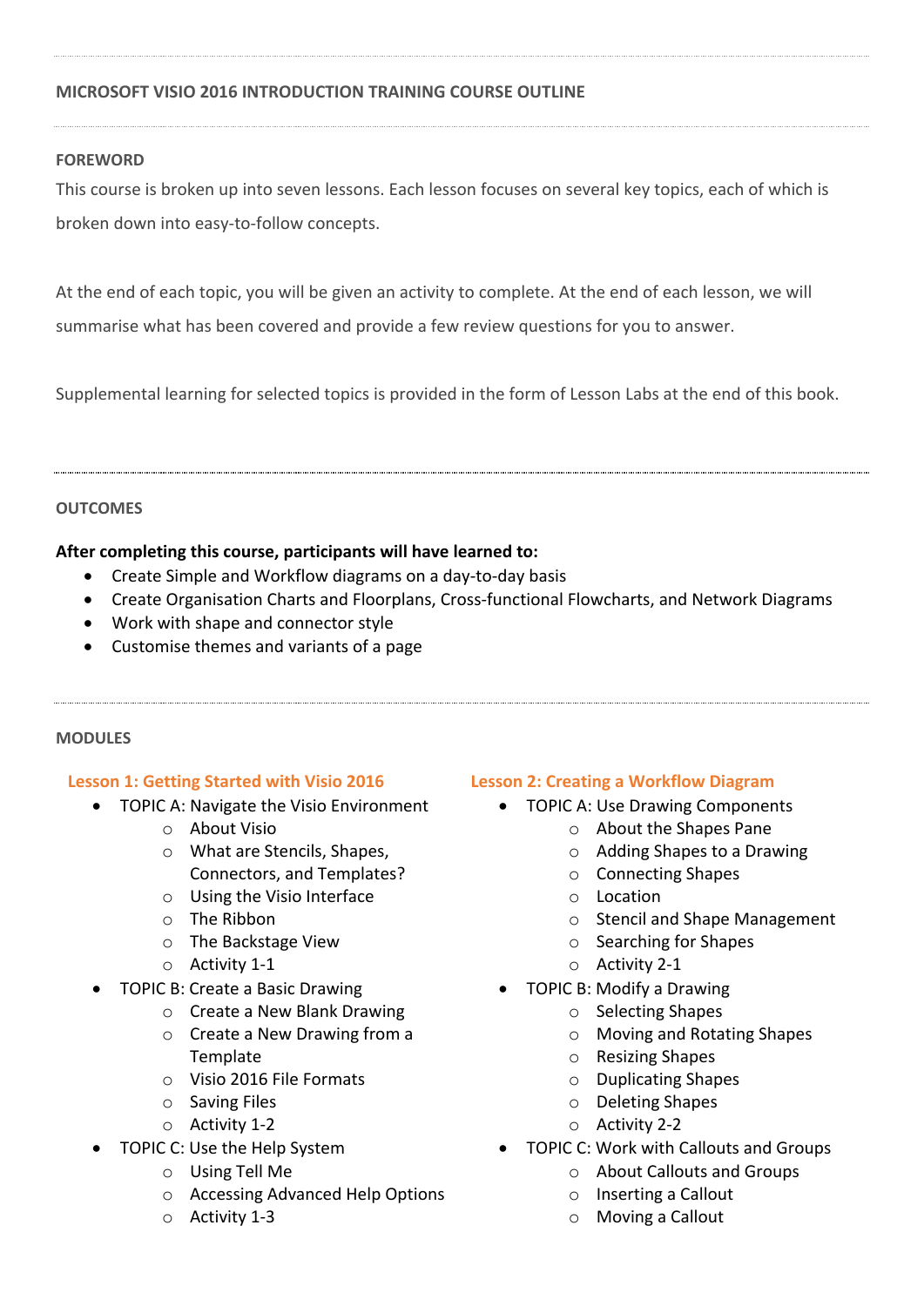# MICROSOFT VISIO 2016 INTRODUCTION TRAINING COURSE OUTLINE

## FOREWORD

This course is broken up into seven lessons. Each lesson focuses on several key topics, each of which is broken down into easy-to-follow concepts.

At the end of each topic, you will be given an activity to complete. At the end of each lesson, we will summarise what has been covered and provide a few review questions for you to answer.

Supplemental learning for selected topics is provided in the form of Lesson Labs at the end of this book.

## OUTCOMES

**After completing this course, participants will have learned to:**

- Create Simple and Workflow diagrams on a day-to-day basis
- Create Organisation Charts and Floorplans, Cross-functional Flowcharts, and Network Diagrams
- Work with shape and connector style
- Customise themes and variants of a page

## MODULES

### Lesson 1: Getting Started with Visio 2016

- TOPIC A: Navigate the Visio Environment
  - About Visio
  - What are Stencils, Shapes, Connectors, and Templates?
  - Using the Visio Interface
  - The Ribbon
  - The Backstage View
  - Activity 1-1
- TOPIC B: Create a Basic Drawing
  - Create a New Blank Drawing
  - Create a New Drawing from a Template
  - Visio 2016 File Formats
  - Saving Files
  - Activity 1-2
- TOPIC C: Use the Help System
  - Using Tell Me
  - Accessing Advanced Help Options
  - Activity 1-3

### Lesson 2: Creating a Workflow Diagram

- TOPIC A: Use Drawing Components
  - About the Shapes Pane
  - Adding Shapes to a Drawing
  - Connecting Shapes
  - Location
  - Stencil and Shape Management
  - Searching for Shapes
  - Activity 2-1
- TOPIC B: Modify a Drawing
  - Selecting Shapes
  - Moving and Rotating Shapes
  - Resizing Shapes
  - Duplicating Shapes
  - Deleting Shapes
  - Activity 2-2
- TOPIC C: Work with Callouts and Groups
  - About Callouts and Groups
  - Inserting a Callout
  - Moving a Callout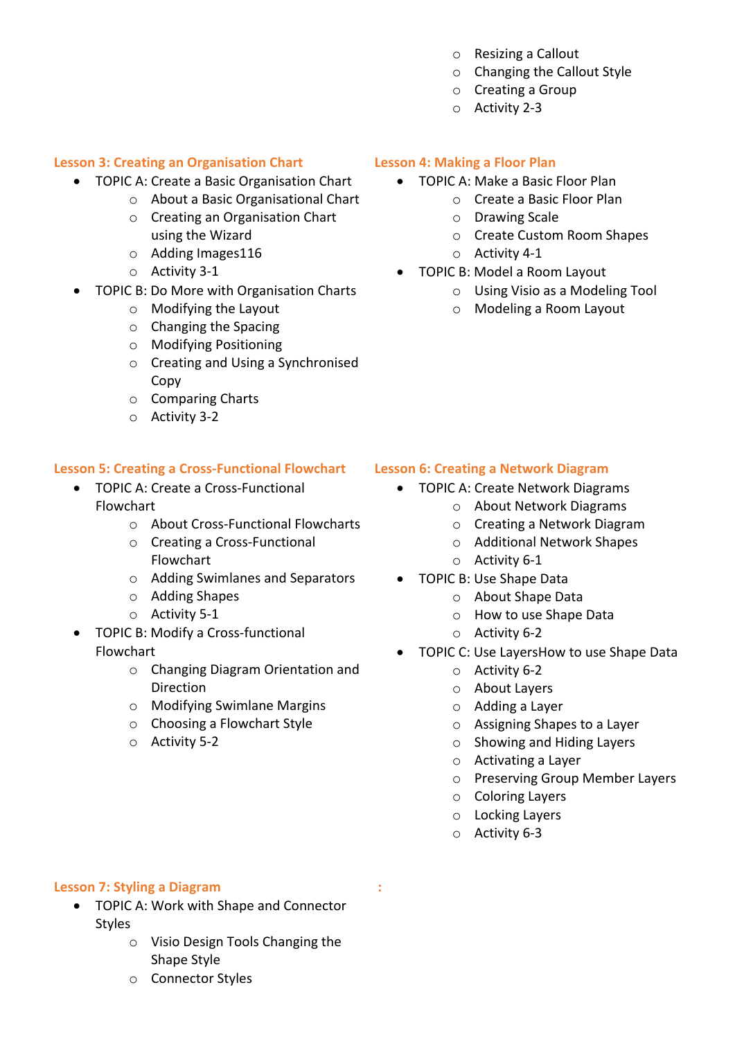- Resizing a Callout
- Changing the Callout Style
- Creating a Group
- Activity 2-3

### Lesson 3: Creating an Organisation Chart

- TOPIC A: Create a Basic Organisation Chart
  - About a Basic Organisational Chart
  - Creating an Organisation Chart using the Wizard
  - Adding Images116
  - Activity 3-1
- TOPIC B: Do More with Organisation Charts
  - Modifying the Layout
  - Changing the Spacing
  - Modifying Positioning
  - Creating and Using a Synchronised Copy
  - Comparing Charts
  - Activity 3-2

### Lesson 4: Making a Floor Plan

- TOPIC A: Make a Basic Floor Plan
  - Create a Basic Floor Plan
  - Drawing Scale
  - Create Custom Room Shapes
  - Activity 4-1
- TOPIC B: Model a Room Layout
  - Using Visio as a Modeling Tool
  - Modeling a Room Layout

### Lesson 5: Creating a Cross-Functional Flowchart

- TOPIC A: Create a Cross-Functional Flowchart
  - About Cross-Functional Flowcharts
  - Creating a Cross-Functional Flowchart
  - Adding Swimlanes and Separators
  - Adding Shapes
  - Activity 5-1
- TOPIC B: Modify a Cross-functional Flowchart
  - Changing Diagram Orientation and Direction
  - Modifying Swimlane Margins
  - Choosing a Flowchart Style
  - Activity 5-2

### Lesson 6: Creating a Network Diagram

- TOPIC A: Create Network Diagrams
  - About Network Diagrams
  - Creating a Network Diagram
  - Additional Network Shapes
  - Activity 6-1
- TOPIC B: Use Shape Data
  - About Shape Data
  - How to use Shape Data
  - Activity 6-2
- TOPIC C: Use LayersHow to use Shape Data
  - Activity 6-2
  - About Layers
  - Adding a Layer
  - Assigning Shapes to a Layer
  - Showing and Hiding Layers
  - Activating a Layer
  - Preserving Group Member Layers
  - Coloring Layers
  - Locking Layers
  - Activity 6-3

### Lesson 7: Styling a Diagram

- TOPIC A: Work with Shape and Connector Styles
  - Visio Design Tools Changing the Shape Style
  - Connector Styles

: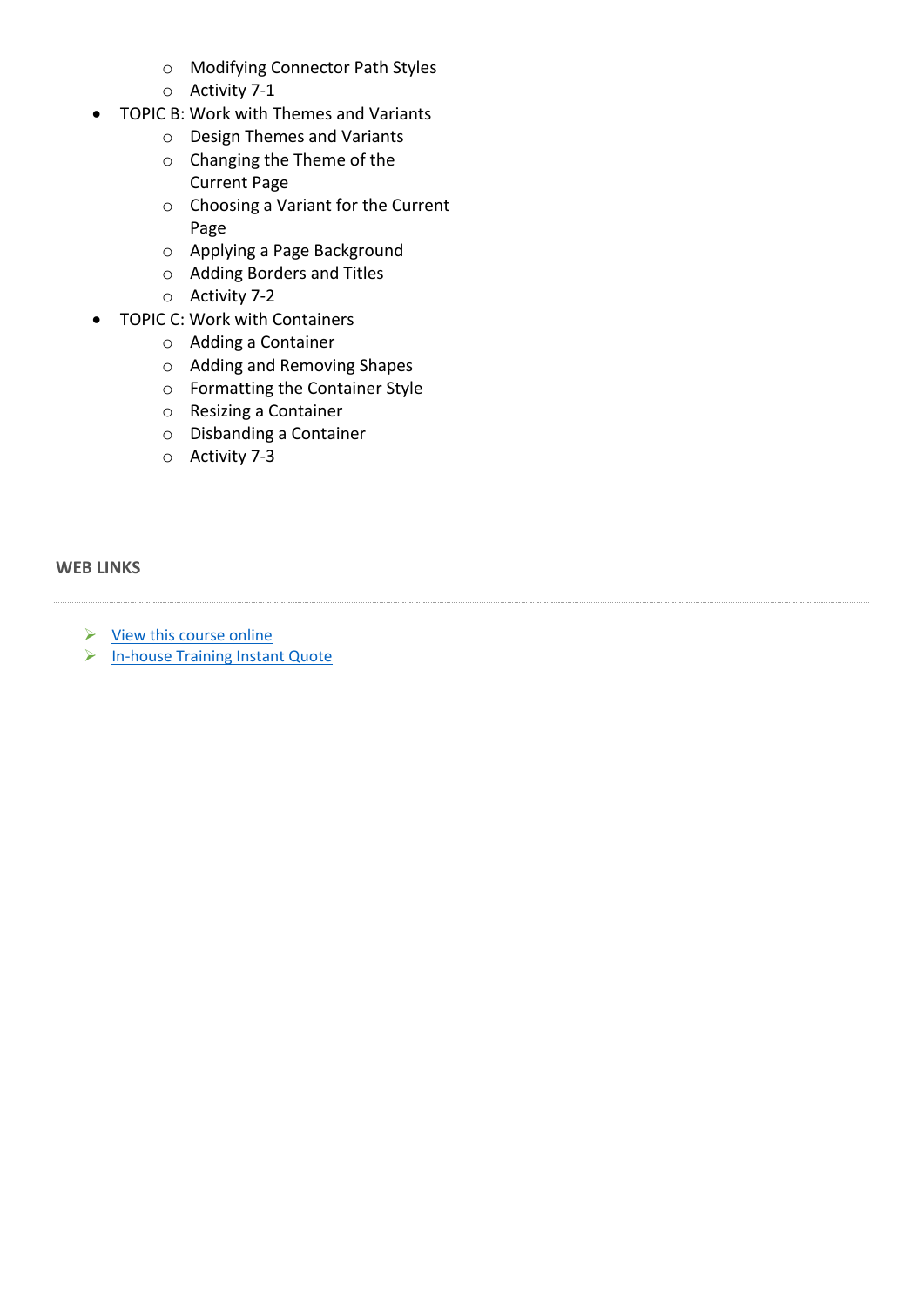- Modifying Connector Path Styles
    - Activity 7-1
- TOPIC B: Work with Themes and Variants
    - Design Themes and Variants
    - Changing the Theme of the Current Page
    - Choosing a Variant for the Current Page
    - Applying a Page Background
    - Adding Borders and Titles
    - Activity 7-2
- TOPIC C: Work with Containers
    - Adding a Container
    - Adding and Removing Shapes
    - Formatting the Container Style
    - Resizing a Container
    - Disbanding a Container
    - Activity 7-3

---

**WEB LINKS**

---

- View this course online
- In-house Training Instant Quote